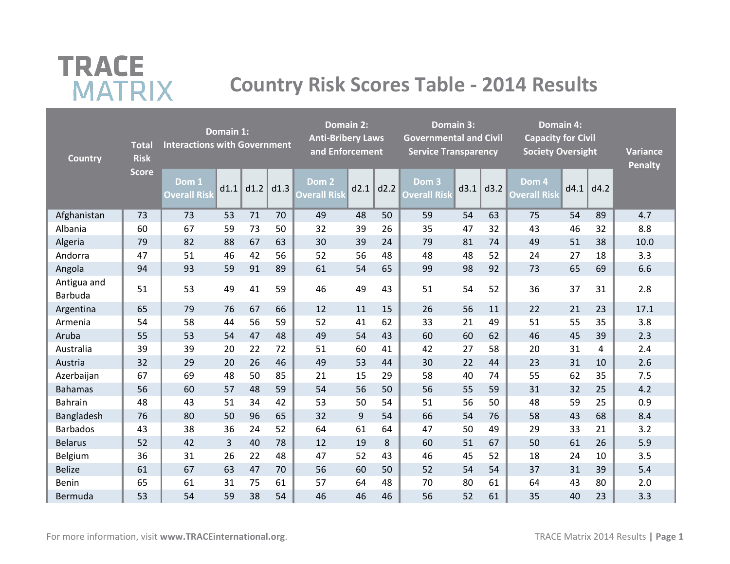# TRACE MATRIX

## Country Risk Scores Table - 2014 Results

| Country | Total Risk Score | Domain 1: Interactions with Government | | | | Domain 2: Anti-Bribery Laws and Enforcement | | | Domain 3: Governmental and Civil Service Transparency | | | Domain 4: Capacity for Civil Society Oversight | | | Variance Penalty |
|---|---|---|---|---|---|---|---|---|---|---|---|---|---|---|---|
| | | Dom 1 Overall Risk | d1.1 | d1.2 | d1.3 | Dom 2 Overall Risk | d2.1 | d2.2 | Dom 3 Overall Risk | d3.1 | d3.2 | Dom 4 Overall Risk | d4.1 | d4.2 | |
| Afghanistan | 73 | 73 | 53 | 71 | 70 | 49 | 48 | 50 | 59 | 54 | 63 | 75 | 54 | 89 | 4.7 |
| Albania | 60 | 67 | 59 | 73 | 50 | 32 | 39 | 26 | 35 | 47 | 32 | 43 | 46 | 32 | 8.8 |
| Algeria | 79 | 82 | 88 | 67 | 63 | 30 | 39 | 24 | 79 | 81 | 74 | 49 | 51 | 38 | 10.0 |
| Andorra | 47 | 51 | 46 | 42 | 56 | 52 | 56 | 48 | 48 | 48 | 52 | 24 | 27 | 18 | 3.3 |
| Angola | 94 | 93 | 59 | 91 | 89 | 61 | 54 | 65 | 99 | 98 | 92 | 73 | 65 | 69 | 6.6 |
| Antigua and Barbuda | 51 | 53 | 49 | 41 | 59 | 46 | 49 | 43 | 51 | 54 | 52 | 36 | 37 | 31 | 2.8 |
| Argentina | 65 | 79 | 76 | 67 | 66 | 12 | 11 | 15 | 26 | 56 | 11 | 22 | 21 | 23 | 17.1 |
| Armenia | 54 | 58 | 44 | 56 | 59 | 52 | 41 | 62 | 33 | 21 | 49 | 51 | 55 | 35 | 3.8 |
| Aruba | 55 | 53 | 54 | 47 | 48 | 49 | 54 | 43 | 60 | 60 | 62 | 46 | 45 | 39 | 2.3 |
| Australia | 39 | 39 | 20 | 22 | 72 | 51 | 60 | 41 | 42 | 27 | 58 | 20 | 31 | 4 | 2.4 |
| Austria | 32 | 29 | 20 | 26 | 46 | 49 | 53 | 44 | 30 | 22 | 44 | 23 | 31 | 10 | 2.6 |
| Azerbaijan | 67 | 69 | 48 | 50 | 85 | 21 | 15 | 29 | 58 | 40 | 74 | 55 | 62 | 35 | 7.5 |
| Bahamas | 56 | 60 | 57 | 48 | 59 | 54 | 56 | 50 | 56 | 55 | 59 | 31 | 32 | 25 | 4.2 |
| Bahrain | 48 | 43 | 51 | 34 | 42 | 53 | 50 | 54 | 51 | 56 | 50 | 48 | 59 | 25 | 0.9 |
| Bangladesh | 76 | 80 | 50 | 96 | 65 | 32 | 9 | 54 | 66 | 54 | 76 | 58 | 43 | 68 | 8.4 |
| Barbados | 43 | 38 | 36 | 24 | 52 | 64 | 61 | 64 | 47 | 50 | 49 | 29 | 33 | 21 | 3.2 |
| Belarus | 52 | 42 | 3 | 40 | 78 | 12 | 19 | 8 | 60 | 51 | 67 | 50 | 61 | 26 | 5.9 |
| Belgium | 36 | 31 | 26 | 22 | 48 | 47 | 52 | 43 | 46 | 45 | 52 | 18 | 24 | 10 | 3.5 |
| Belize | 61 | 67 | 63 | 47 | 70 | 56 | 60 | 50 | 52 | 54 | 54 | 37 | 31 | 39 | 5.4 |
| Benin | 65 | 61 | 31 | 75 | 61 | 57 | 64 | 48 | 70 | 80 | 61 | 64 | 43 | 80 | 2.0 |
| Bermuda | 53 | 54 | 59 | 38 | 54 | 46 | 46 | 46 | 56 | 52 | 61 | 35 | 40 | 23 | 3.3 |

For more information, visit **www.TRACEinternational.org**.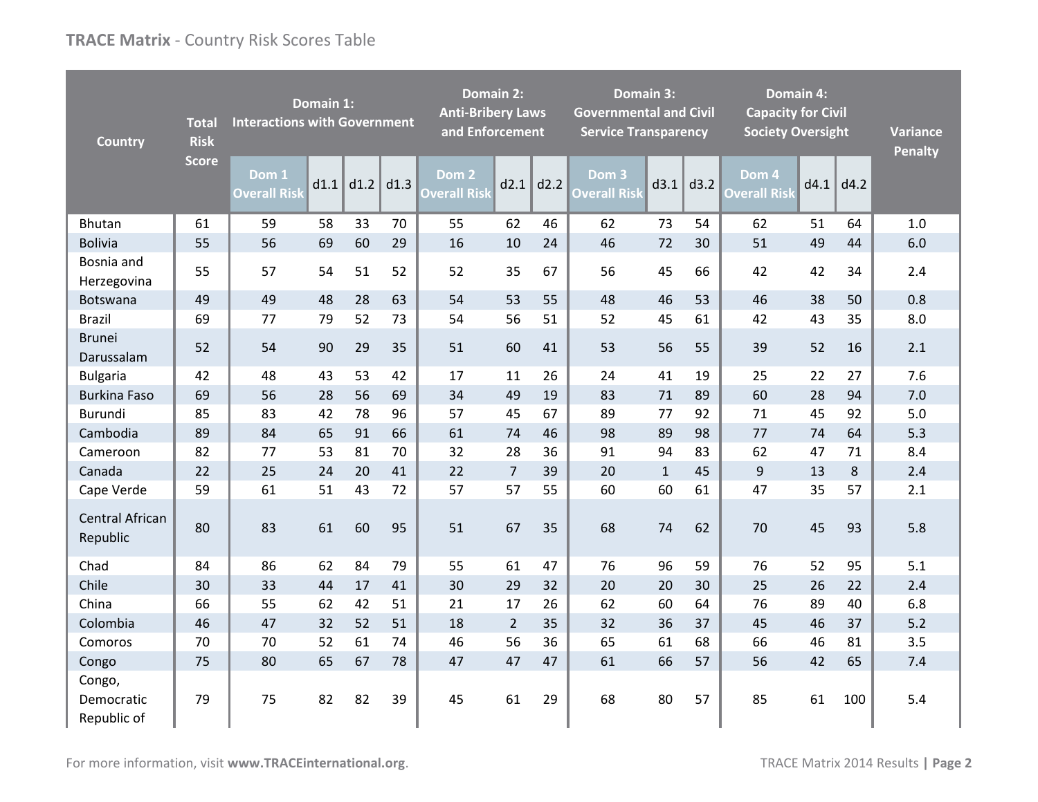## TRACE Matrix - Country Risk Scores Table

| Country | Total Risk Score | Domain 1: Interactions with Government | | | | Domain 2: Anti-Bribery Laws and Enforcement | | | Domain 3: Governmental and Civil Service Transparency | | | Domain 4: Capacity for Civil Society Oversight | | | Variance Penalty |
|---|---|---|---|---|---|---|---|---|---|---|---|---|---|---|---|
| | | Dom 1 Overall Risk | d1.1 | d1.2 | d1.3 | Dom 2 Overall Risk | d2.1 | d2.2 | Dom 3 Overall Risk | d3.1 | d3.2 | Dom 4 Overall Risk | d4.1 | d4.2 | |
| Bhutan | 61 | 59 | 58 | 33 | 70 | 55 | 62 | 46 | 62 | 73 | 54 | 62 | 51 | 64 | 1.0 |
| Bolivia | 55 | 56 | 69 | 60 | 29 | 16 | 10 | 24 | 46 | 72 | 30 | 51 | 49 | 44 | 6.0 |
| Bosnia and Herzegovina | 55 | 57 | 54 | 51 | 52 | 52 | 35 | 67 | 56 | 45 | 66 | 42 | 42 | 34 | 2.4 |
| Botswana | 49 | 49 | 48 | 28 | 63 | 54 | 53 | 55 | 48 | 46 | 53 | 46 | 38 | 50 | 0.8 |
| Brazil | 69 | 77 | 79 | 52 | 73 | 54 | 56 | 51 | 52 | 45 | 61 | 42 | 43 | 35 | 8.0 |
| Brunei Darussalam | 52 | 54 | 90 | 29 | 35 | 51 | 60 | 41 | 53 | 56 | 55 | 39 | 52 | 16 | 2.1 |
| Bulgaria | 42 | 48 | 43 | 53 | 42 | 17 | 11 | 26 | 24 | 41 | 19 | 25 | 22 | 27 | 7.6 |
| Burkina Faso | 69 | 56 | 28 | 56 | 69 | 34 | 49 | 19 | 83 | 71 | 89 | 60 | 28 | 94 | 7.0 |
| Burundi | 85 | 83 | 42 | 78 | 96 | 57 | 45 | 67 | 89 | 77 | 92 | 71 | 45 | 92 | 5.0 |
| Cambodia | 89 | 84 | 65 | 91 | 66 | 61 | 74 | 46 | 98 | 89 | 98 | 77 | 74 | 64 | 5.3 |
| Cameroon | 82 | 77 | 53 | 81 | 70 | 32 | 28 | 36 | 91 | 94 | 83 | 62 | 47 | 71 | 8.4 |
| Canada | 22 | 25 | 24 | 20 | 41 | 22 | 7 | 39 | 20 | 1 | 45 | 9 | 13 | 8 | 2.4 |
| Cape Verde | 59 | 61 | 51 | 43 | 72 | 57 | 57 | 55 | 60 | 60 | 61 | 47 | 35 | 57 | 2.1 |
| Central African Republic | 80 | 83 | 61 | 60 | 95 | 51 | 67 | 35 | 68 | 74 | 62 | 70 | 45 | 93 | 5.8 |
| Chad | 84 | 86 | 62 | 84 | 79 | 55 | 61 | 47 | 76 | 96 | 59 | 76 | 52 | 95 | 5.1 |
| Chile | 30 | 33 | 44 | 17 | 41 | 30 | 29 | 32 | 20 | 20 | 30 | 25 | 26 | 22 | 2.4 |
| China | 66 | 55 | 62 | 42 | 51 | 21 | 17 | 26 | 62 | 60 | 64 | 76 | 89 | 40 | 6.8 |
| Colombia | 46 | 47 | 32 | 52 | 51 | 18 | 2 | 35 | 32 | 36 | 37 | 45 | 46 | 37 | 5.2 |
| Comoros | 70 | 70 | 52 | 61 | 74 | 46 | 56 | 36 | 65 | 61 | 68 | 66 | 46 | 81 | 3.5 |
| Congo | 75 | 80 | 65 | 67 | 78 | 47 | 47 | 47 | 61 | 66 | 57 | 56 | 42 | 65 | 7.4 |
| Congo, Democratic Republic of | 79 | 75 | 82 | 82 | 39 | 45 | 61 | 29 | 68 | 80 | 57 | 85 | 61 | 100 | 5.4 |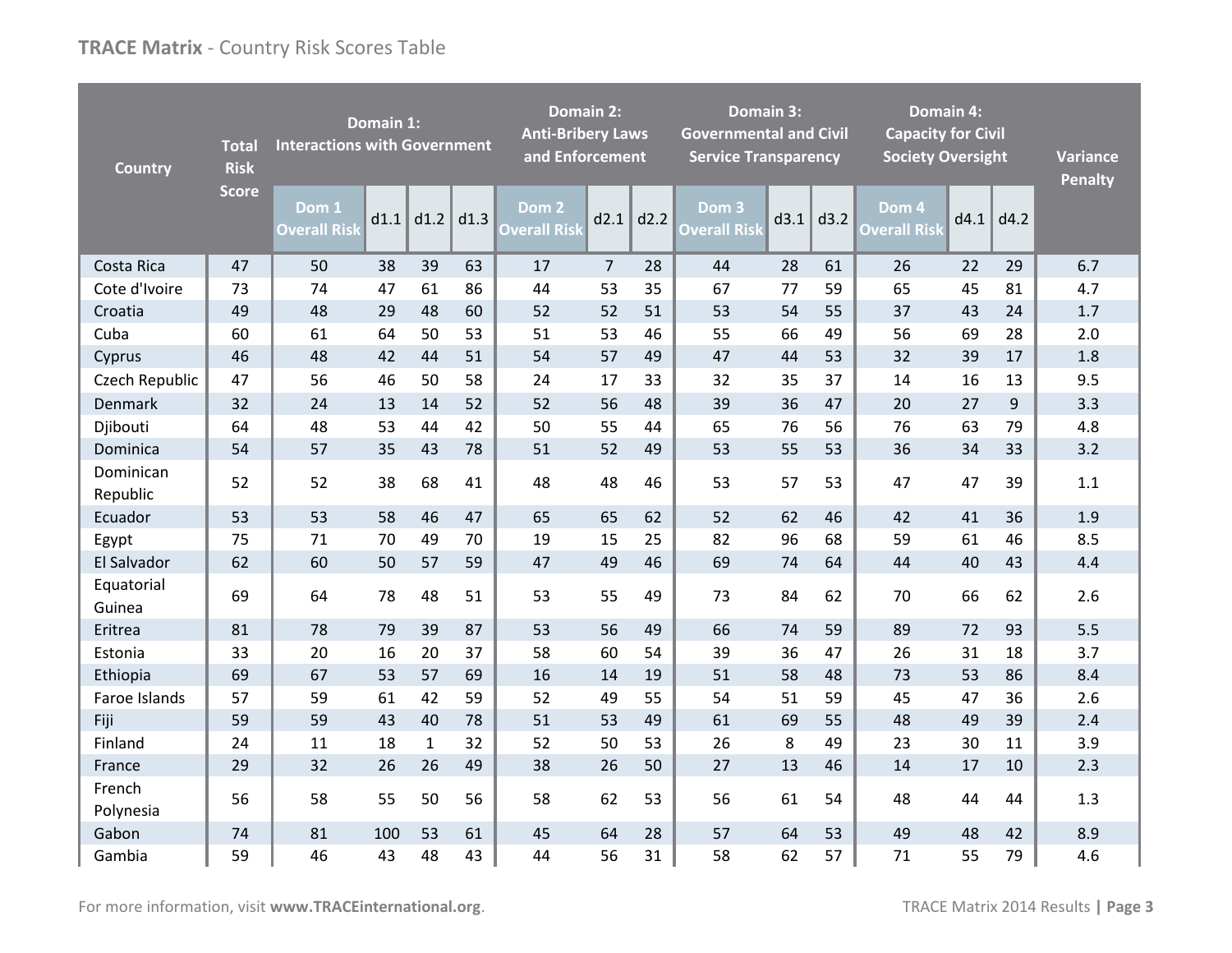## TRACE Matrix - Country Risk Scores Table

| Country | Total Risk Score | Domain 1: Interactions with Government | | | | Domain 2: Anti-Bribery Laws and Enforcement | | | Domain 3: Governmental and Civil Service Transparency | | | Domain 4: Capacity for Civil Society Oversight | | | Variance Penalty |
|---|---|---|---|---|---|---|---|---|---|---|---|---|---|---|---|
| | | Dom 1 Overall Risk | d1.1 | d1.2 | d1.3 | Dom 2 Overall Risk | d2.1 | d2.2 | Dom 3 Overall Risk | d3.1 | d3.2 | Dom 4 Overall Risk | d4.1 | d4.2 | |
| Costa Rica | 47 | 50 | 38 | 39 | 63 | 17 | 7 | 28 | 44 | 28 | 61 | 26 | 22 | 29 | 6.7 |
| Cote d'Ivoire | 73 | 74 | 47 | 61 | 86 | 44 | 53 | 35 | 67 | 77 | 59 | 65 | 45 | 81 | 4.7 |
| Croatia | 49 | 48 | 29 | 48 | 60 | 52 | 52 | 51 | 53 | 54 | 55 | 37 | 43 | 24 | 1.7 |
| Cuba | 60 | 61 | 64 | 50 | 53 | 51 | 53 | 46 | 55 | 66 | 49 | 56 | 69 | 28 | 2.0 |
| Cyprus | 46 | 48 | 42 | 44 | 51 | 54 | 57 | 49 | 47 | 44 | 53 | 32 | 39 | 17 | 1.8 |
| Czech Republic | 47 | 56 | 46 | 50 | 58 | 24 | 17 | 33 | 32 | 35 | 37 | 14 | 16 | 13 | 9.5 |
| Denmark | 32 | 24 | 13 | 14 | 52 | 52 | 56 | 48 | 39 | 36 | 47 | 20 | 27 | 9 | 3.3 |
| Djibouti | 64 | 48 | 53 | 44 | 42 | 50 | 55 | 44 | 65 | 76 | 56 | 76 | 63 | 79 | 4.8 |
| Dominica | 54 | 57 | 35 | 43 | 78 | 51 | 52 | 49 | 53 | 55 | 53 | 36 | 34 | 33 | 3.2 |
| Dominican Republic | 52 | 52 | 38 | 68 | 41 | 48 | 48 | 46 | 53 | 57 | 53 | 47 | 47 | 39 | 1.1 |
| Ecuador | 53 | 53 | 58 | 46 | 47 | 65 | 65 | 62 | 52 | 62 | 46 | 42 | 41 | 36 | 1.9 |
| Egypt | 75 | 71 | 70 | 49 | 70 | 19 | 15 | 25 | 82 | 96 | 68 | 59 | 61 | 46 | 8.5 |
| El Salvador | 62 | 60 | 50 | 57 | 59 | 47 | 49 | 46 | 69 | 74 | 64 | 44 | 40 | 43 | 4.4 |
| Equatorial Guinea | 69 | 64 | 78 | 48 | 51 | 53 | 55 | 49 | 73 | 84 | 62 | 70 | 66 | 62 | 2.6 |
| Eritrea | 81 | 78 | 79 | 39 | 87 | 53 | 56 | 49 | 66 | 74 | 59 | 89 | 72 | 93 | 5.5 |
| Estonia | 33 | 20 | 16 | 20 | 37 | 58 | 60 | 54 | 39 | 36 | 47 | 26 | 31 | 18 | 3.7 |
| Ethiopia | 69 | 67 | 53 | 57 | 69 | 16 | 14 | 19 | 51 | 58 | 48 | 73 | 53 | 86 | 8.4 |
| Faroe Islands | 57 | 59 | 61 | 42 | 59 | 52 | 49 | 55 | 54 | 51 | 59 | 45 | 47 | 36 | 2.6 |
| Fiji | 59 | 59 | 43 | 40 | 78 | 51 | 53 | 49 | 61 | 69 | 55 | 48 | 49 | 39 | 2.4 |
| Finland | 24 | 11 | 18 | 1 | 32 | 52 | 50 | 53 | 26 | 8 | 49 | 23 | 30 | 11 | 3.9 |
| France | 29 | 32 | 26 | 26 | 49 | 38 | 26 | 50 | 27 | 13 | 46 | 14 | 17 | 10 | 2.3 |
| French Polynesia | 56 | 58 | 55 | 50 | 56 | 58 | 62 | 53 | 56 | 61 | 54 | 48 | 44 | 44 | 1.3 |
| Gabon | 74 | 81 | 100 | 53 | 61 | 45 | 64 | 28 | 57 | 64 | 53 | 49 | 48 | 42 | 8.9 |
| Gambia | 59 | 46 | 43 | 48 | 43 | 44 | 56 | 31 | 58 | 62 | 57 | 71 | 55 | 79 | 4.6 |

For more information, visit **www.TRACEinternational.org**.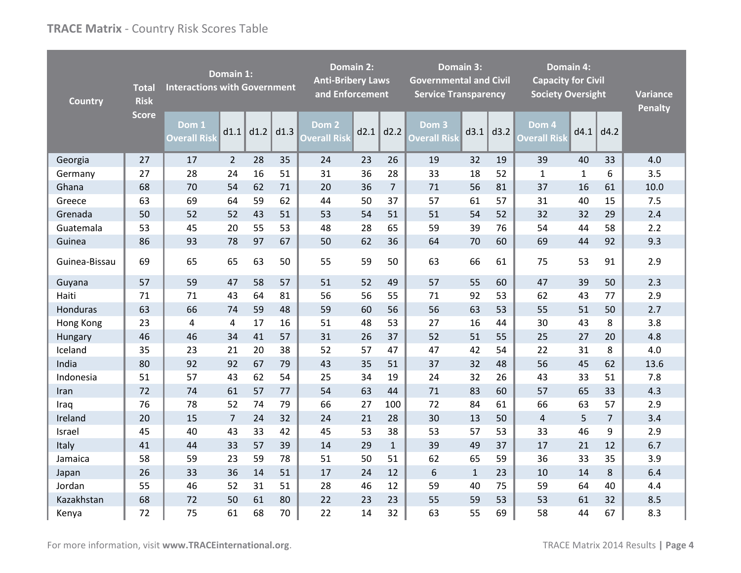## TRACE Matrix - Country Risk Scores Table

| Country | Total Risk Score | Domain 1: Interactions with Government | | | | Domain 2: Anti-Bribery Laws and Enforcement | | | Domain 3: Governmental and Civil Service Transparency | | | Domain 4: Capacity for Civil Society Oversight | | | Variance Penalty |
|---|---|---|---|---|---|---|---|---|---|---|---|---|---|---|---|
| | | Dom 1 Overall Risk | d1.1 | d1.2 | d1.3 | Dom 2 Overall Risk | d2.1 | d2.2 | Dom 3 Overall Risk | d3.1 | d3.2 | Dom 4 Overall Risk | d4.1 | d4.2 | |
| Georgia | 27 | 17 | 2 | 28 | 35 | 24 | 23 | 26 | 19 | 32 | 19 | 39 | 40 | 33 | 4.0 |
| Germany | 27 | 28 | 24 | 16 | 51 | 31 | 36 | 28 | 33 | 18 | 52 | 1 | 1 | 6 | 3.5 |
| Ghana | 68 | 70 | 54 | 62 | 71 | 20 | 36 | 7 | 71 | 56 | 81 | 37 | 16 | 61 | 10.0 |
| Greece | 63 | 69 | 64 | 59 | 62 | 44 | 50 | 37 | 57 | 61 | 57 | 31 | 40 | 15 | 7.5 |
| Grenada | 50 | 52 | 52 | 43 | 51 | 53 | 54 | 51 | 51 | 54 | 52 | 32 | 32 | 29 | 2.4 |
| Guatemala | 53 | 45 | 20 | 55 | 53 | 48 | 28 | 65 | 59 | 39 | 76 | 54 | 44 | 58 | 2.2 |
| Guinea | 86 | 93 | 78 | 97 | 67 | 50 | 62 | 36 | 64 | 70 | 60 | 69 | 44 | 92 | 9.3 |
| Guinea-Bissau | 69 | 65 | 65 | 63 | 50 | 55 | 59 | 50 | 63 | 66 | 61 | 75 | 53 | 91 | 2.9 |
| Guyana | 57 | 59 | 47 | 58 | 57 | 51 | 52 | 49 | 57 | 55 | 60 | 47 | 39 | 50 | 2.3 |
| Haiti | 71 | 71 | 43 | 64 | 81 | 56 | 56 | 55 | 71 | 92 | 53 | 62 | 43 | 77 | 2.9 |
| Honduras | 63 | 66 | 74 | 59 | 48 | 59 | 60 | 56 | 56 | 63 | 53 | 55 | 51 | 50 | 2.7 |
| Hong Kong | 23 | 4 | 4 | 17 | 16 | 51 | 48 | 53 | 27 | 16 | 44 | 30 | 43 | 8 | 3.8 |
| Hungary | 46 | 46 | 34 | 41 | 57 | 31 | 26 | 37 | 52 | 51 | 55 | 25 | 27 | 20 | 4.8 |
| Iceland | 35 | 23 | 21 | 20 | 38 | 52 | 57 | 47 | 47 | 42 | 54 | 22 | 31 | 8 | 4.0 |
| India | 80 | 92 | 92 | 67 | 79 | 43 | 35 | 51 | 37 | 32 | 48 | 56 | 45 | 62 | 13.6 |
| Indonesia | 51 | 57 | 43 | 62 | 54 | 25 | 34 | 19 | 24 | 32 | 26 | 43 | 33 | 51 | 7.8 |
| Iran | 72 | 74 | 61 | 57 | 77 | 54 | 63 | 44 | 71 | 83 | 60 | 57 | 65 | 33 | 4.3 |
| Iraq | 76 | 78 | 52 | 74 | 79 | 66 | 27 | 100 | 72 | 84 | 61 | 66 | 63 | 57 | 2.9 |
| Ireland | 20 | 15 | 7 | 24 | 32 | 24 | 21 | 28 | 30 | 13 | 50 | 4 | 5 | 7 | 3.4 |
| Israel | 45 | 40 | 43 | 33 | 42 | 45 | 53 | 38 | 53 | 57 | 53 | 33 | 46 | 9 | 2.9 |
| Italy | 41 | 44 | 33 | 57 | 39 | 14 | 29 | 1 | 39 | 49 | 37 | 17 | 21 | 12 | 6.7 |
| Jamaica | 58 | 59 | 23 | 59 | 78 | 51 | 50 | 51 | 62 | 65 | 59 | 36 | 33 | 35 | 3.9 |
| Japan | 26 | 33 | 36 | 14 | 51 | 17 | 24 | 12 | 6 | 1 | 23 | 10 | 14 | 8 | 6.4 |
| Jordan | 55 | 46 | 52 | 31 | 51 | 28 | 46 | 12 | 59 | 40 | 75 | 59 | 64 | 40 | 4.4 |
| Kazakhstan | 68 | 72 | 50 | 61 | 80 | 22 | 23 | 23 | 55 | 59 | 53 | 53 | 61 | 32 | 8.5 |
| Kenya | 72 | 75 | 61 | 68 | 70 | 22 | 14 | 32 | 63 | 55 | 69 | 58 | 44 | 67 | 8.3 |

For more information, visit **www.TRACEinternational.org**.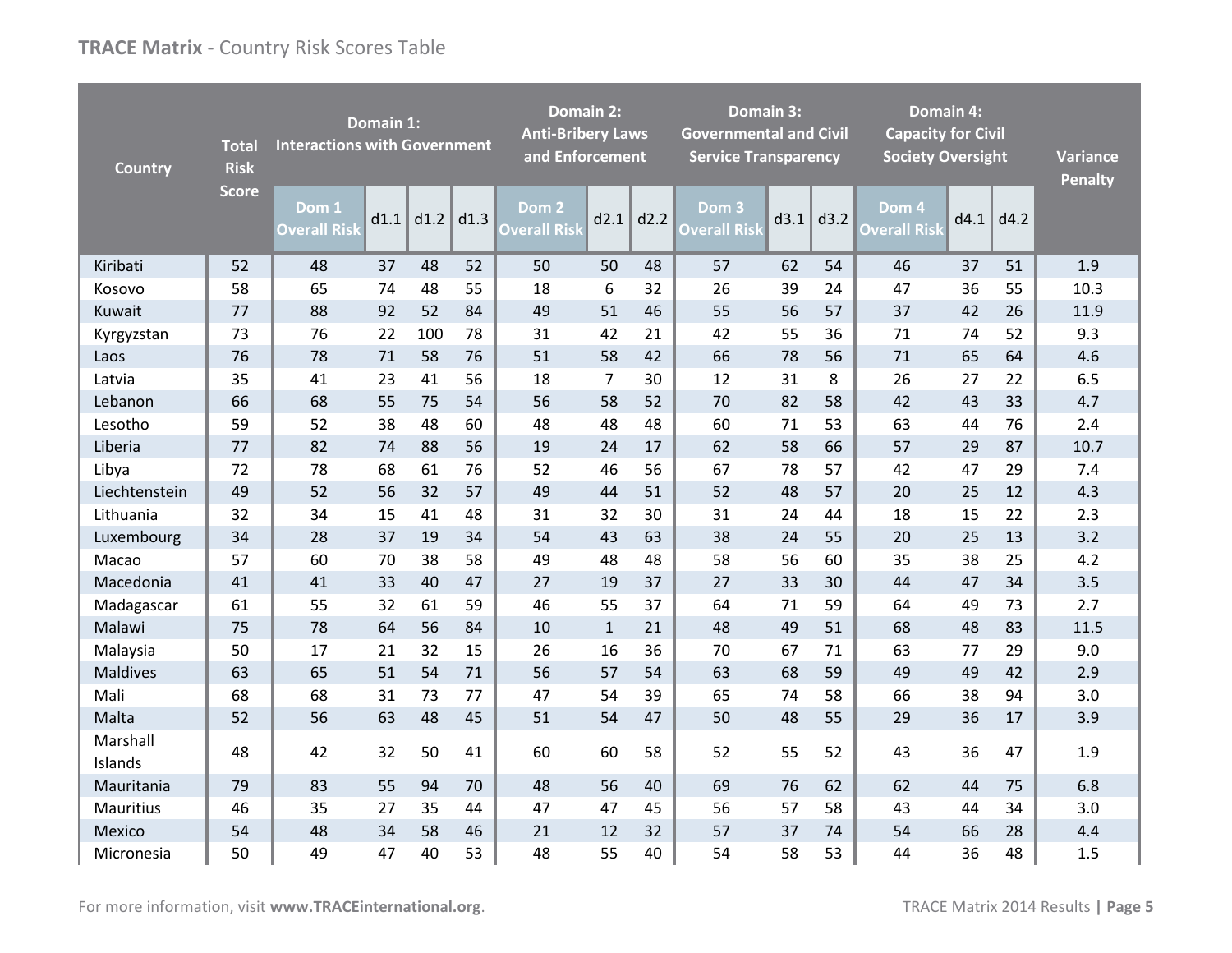## TRACE Matrix - Country Risk Scores Table

| Country | Total Risk Score | Domain 1: Interactions with Government | | | | Domain 2: Anti-Bribery Laws and Enforcement | | | Domain 3: Governmental and Civil Service Transparency | | | Domain 4: Capacity for Civil Society Oversight | | | Variance Penalty |
|---|---|---|---|---|---|---|---|---|---|---|---|---|---|---|---|
| | | Dom 1 Overall Risk | d1.1 | d1.2 | d1.3 | Dom 2 Overall Risk | d2.1 | d2.2 | Dom 3 Overall Risk | d3.1 | d3.2 | Dom 4 Overall Risk | d4.1 | d4.2 | |
| Kiribati | 52 | 48 | 37 | 48 | 52 | 50 | 50 | 48 | 57 | 62 | 54 | 46 | 37 | 51 | 1.9 |
| Kosovo | 58 | 65 | 74 | 48 | 55 | 18 | 6 | 32 | 26 | 39 | 24 | 47 | 36 | 55 | 10.3 |
| Kuwait | 77 | 88 | 92 | 52 | 84 | 49 | 51 | 46 | 55 | 56 | 57 | 37 | 42 | 26 | 11.9 |
| Kyrgyzstan | 73 | 76 | 22 | 100 | 78 | 31 | 42 | 21 | 42 | 55 | 36 | 71 | 74 | 52 | 9.3 |
| Laos | 76 | 78 | 71 | 58 | 76 | 51 | 58 | 42 | 66 | 78 | 56 | 71 | 65 | 64 | 4.6 |
| Latvia | 35 | 41 | 23 | 41 | 56 | 18 | 7 | 30 | 12 | 31 | 8 | 26 | 27 | 22 | 6.5 |
| Lebanon | 66 | 68 | 55 | 75 | 54 | 56 | 58 | 52 | 70 | 82 | 58 | 42 | 43 | 33 | 4.7 |
| Lesotho | 59 | 52 | 38 | 48 | 60 | 48 | 48 | 48 | 60 | 71 | 53 | 63 | 44 | 76 | 2.4 |
| Liberia | 77 | 82 | 74 | 88 | 56 | 19 | 24 | 17 | 62 | 58 | 66 | 57 | 29 | 87 | 10.7 |
| Libya | 72 | 78 | 68 | 61 | 76 | 52 | 46 | 56 | 67 | 78 | 57 | 42 | 47 | 29 | 7.4 |
| Liechtenstein | 49 | 52 | 56 | 32 | 57 | 49 | 44 | 51 | 52 | 48 | 57 | 20 | 25 | 12 | 4.3 |
| Lithuania | 32 | 34 | 15 | 41 | 48 | 31 | 32 | 30 | 31 | 24 | 44 | 18 | 15 | 22 | 2.3 |
| Luxembourg | 34 | 28 | 37 | 19 | 34 | 54 | 43 | 63 | 38 | 24 | 55 | 20 | 25 | 13 | 3.2 |
| Macao | 57 | 60 | 70 | 38 | 58 | 49 | 48 | 48 | 58 | 56 | 60 | 35 | 38 | 25 | 4.2 |
| Macedonia | 41 | 41 | 33 | 40 | 47 | 27 | 19 | 37 | 27 | 33 | 30 | 44 | 47 | 34 | 3.5 |
| Madagascar | 61 | 55 | 32 | 61 | 59 | 46 | 55 | 37 | 64 | 71 | 59 | 64 | 49 | 73 | 2.7 |
| Malawi | 75 | 78 | 64 | 56 | 84 | 10 | 1 | 21 | 48 | 49 | 51 | 68 | 48 | 83 | 11.5 |
| Malaysia | 50 | 17 | 21 | 32 | 15 | 26 | 16 | 36 | 70 | 67 | 71 | 63 | 77 | 29 | 9.0 |
| Maldives | 63 | 65 | 51 | 54 | 71 | 56 | 57 | 54 | 63 | 68 | 59 | 49 | 49 | 42 | 2.9 |
| Mali | 68 | 68 | 31 | 73 | 77 | 47 | 54 | 39 | 65 | 74 | 58 | 66 | 38 | 94 | 3.0 |
| Malta | 52 | 56 | 63 | 48 | 45 | 51 | 54 | 47 | 50 | 48 | 55 | 29 | 36 | 17 | 3.9 |
| Marshall Islands | 48 | 42 | 32 | 50 | 41 | 60 | 60 | 58 | 52 | 55 | 52 | 43 | 36 | 47 | 1.9 |
| Mauritania | 79 | 83 | 55 | 94 | 70 | 48 | 56 | 40 | 69 | 76 | 62 | 62 | 44 | 75 | 6.8 |
| Mauritius | 46 | 35 | 27 | 35 | 44 | 47 | 47 | 45 | 56 | 57 | 58 | 43 | 44 | 34 | 3.0 |
| Mexico | 54 | 48 | 34 | 58 | 46 | 21 | 12 | 32 | 57 | 37 | 74 | 54 | 66 | 28 | 4.4 |
| Micronesia | 50 | 49 | 47 | 40 | 53 | 48 | 55 | 40 | 54 | 58 | 53 | 44 | 36 | 48 | 1.5 |

For more information, visit **www.TRACEinternational.org**.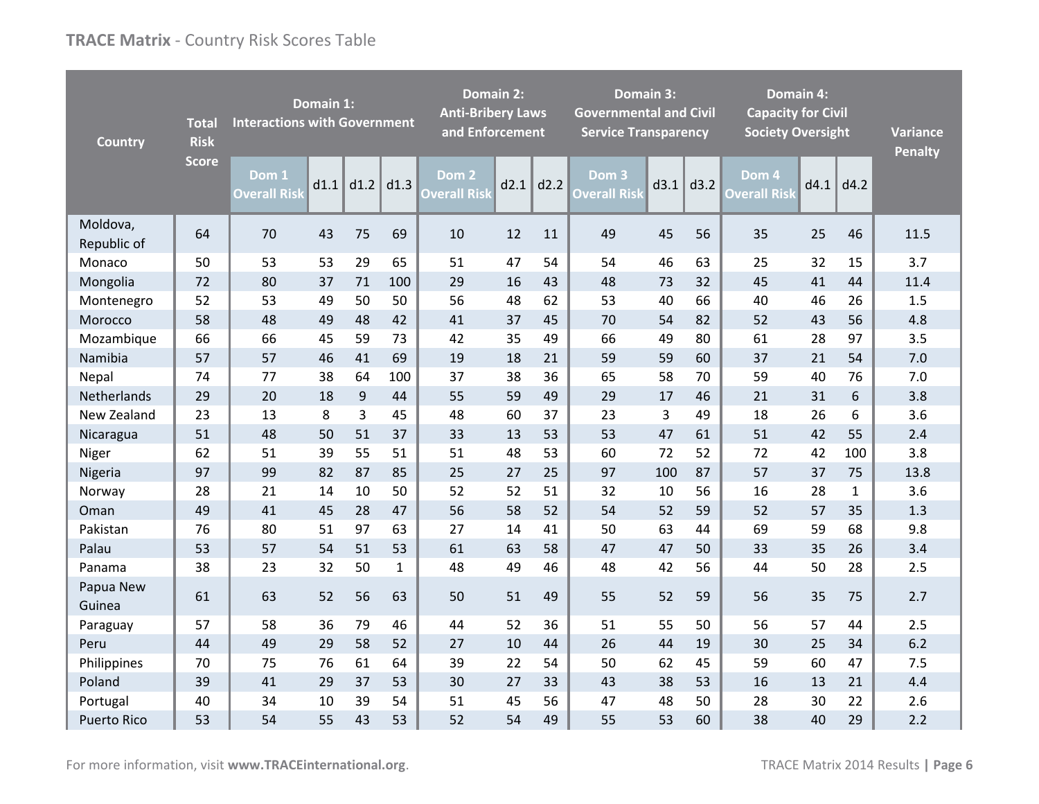**TRACE Matrix** - Country Risk Scores Table

| Country | Total Risk Score | Domain 1: Interactions with Government | | | | Domain 2: Anti-Bribery Laws and Enforcement | | | Domain 3: Governmental and Civil Service Transparency | | | Domain 4: Capacity for Civil Society Oversight | | | Variance Penalty |
|---|---|---|---|---|---|---|---|---|---|---|---|---|---|---|---|
| | | Dom 1 Overall Risk | d1.1 | d1.2 | d1.3 | Dom 2 Overall Risk | d2.1 | d2.2 | Dom 3 Overall Risk | d3.1 | d3.2 | Dom 4 Overall Risk | d4.1 | d4.2 | |
| Moldova, Republic of | 64 | 70 | 43 | 75 | 69 | 10 | 12 | 11 | 49 | 45 | 56 | 35 | 25 | 46 | 11.5 |
| Monaco | 50 | 53 | 53 | 29 | 65 | 51 | 47 | 54 | 54 | 46 | 63 | 25 | 32 | 15 | 3.7 |
| Mongolia | 72 | 80 | 37 | 71 | 100 | 29 | 16 | 43 | 48 | 73 | 32 | 45 | 41 | 44 | 11.4 |
| Montenegro | 52 | 53 | 49 | 50 | 50 | 56 | 48 | 62 | 53 | 40 | 66 | 40 | 46 | 26 | 1.5 |
| Morocco | 58 | 48 | 49 | 48 | 42 | 41 | 37 | 45 | 70 | 54 | 82 | 52 | 43 | 56 | 4.8 |
| Mozambique | 66 | 66 | 45 | 59 | 73 | 42 | 35 | 49 | 66 | 49 | 80 | 61 | 28 | 97 | 3.5 |
| Namibia | 57 | 57 | 46 | 41 | 69 | 19 | 18 | 21 | 59 | 59 | 60 | 37 | 21 | 54 | 7.0 |
| Nepal | 74 | 77 | 38 | 64 | 100 | 37 | 38 | 36 | 65 | 58 | 70 | 59 | 40 | 76 | 7.0 |
| Netherlands | 29 | 20 | 18 | 9 | 44 | 55 | 59 | 49 | 29 | 17 | 46 | 21 | 31 | 6 | 3.8 |
| New Zealand | 23 | 13 | 8 | 3 | 45 | 48 | 60 | 37 | 23 | 3 | 49 | 18 | 26 | 6 | 3.6 |
| Nicaragua | 51 | 48 | 50 | 51 | 37 | 33 | 13 | 53 | 53 | 47 | 61 | 51 | 42 | 55 | 2.4 |
| Niger | 62 | 51 | 39 | 55 | 51 | 51 | 48 | 53 | 60 | 72 | 52 | 72 | 42 | 100 | 3.8 |
| Nigeria | 97 | 99 | 82 | 87 | 85 | 25 | 27 | 25 | 97 | 100 | 87 | 57 | 37 | 75 | 13.8 |
| Norway | 28 | 21 | 14 | 10 | 50 | 52 | 52 | 51 | 32 | 10 | 56 | 16 | 28 | 1 | 3.6 |
| Oman | 49 | 41 | 45 | 28 | 47 | 56 | 58 | 52 | 54 | 52 | 59 | 52 | 57 | 35 | 1.3 |
| Pakistan | 76 | 80 | 51 | 97 | 63 | 27 | 14 | 41 | 50 | 63 | 44 | 69 | 59 | 68 | 9.8 |
| Palau | 53 | 57 | 54 | 51 | 53 | 61 | 63 | 58 | 47 | 47 | 50 | 33 | 35 | 26 | 3.4 |
| Panama | 38 | 23 | 32 | 50 | 1 | 48 | 49 | 46 | 48 | 42 | 56 | 44 | 50 | 28 | 2.5 |
| Papua New Guinea | 61 | 63 | 52 | 56 | 63 | 50 | 51 | 49 | 55 | 52 | 59 | 56 | 35 | 75 | 2.7 |
| Paraguay | 57 | 58 | 36 | 79 | 46 | 44 | 52 | 36 | 51 | 55 | 50 | 56 | 57 | 44 | 2.5 |
| Peru | 44 | 49 | 29 | 58 | 52 | 27 | 10 | 44 | 26 | 44 | 19 | 30 | 25 | 34 | 6.2 |
| Philippines | 70 | 75 | 76 | 61 | 64 | 39 | 22 | 54 | 50 | 62 | 45 | 59 | 60 | 47 | 7.5 |
| Poland | 39 | 41 | 29 | 37 | 53 | 30 | 27 | 33 | 43 | 38 | 53 | 16 | 13 | 21 | 4.4 |
| Portugal | 40 | 34 | 10 | 39 | 54 | 51 | 45 | 56 | 47 | 48 | 50 | 28 | 30 | 22 | 2.6 |
| Puerto Rico | 53 | 54 | 55 | 43 | 53 | 52 | 54 | 49 | 55 | 53 | 60 | 38 | 40 | 29 | 2.2 |

For more information, visit **www.TRACEinternational.org**.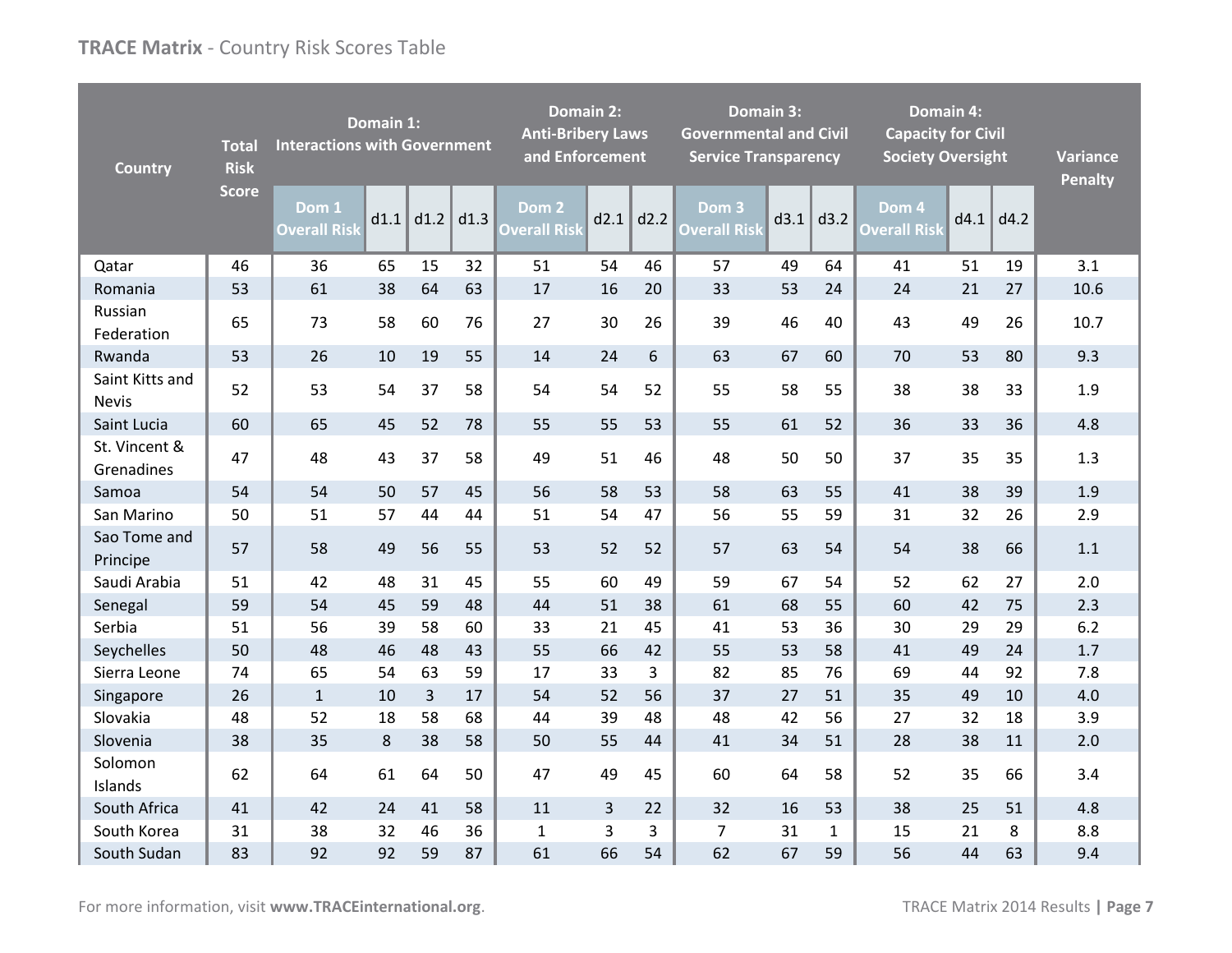**TRACE Matrix** - Country Risk Scores Table

| Country | Total Risk Score | Domain 1: Interactions with Government | | | | Domain 2: Anti-Bribery Laws and Enforcement | | | Domain 3: Governmental and Civil Service Transparency | | | Domain 4: Capacity for Civil Society Oversight | | | Variance Penalty |
|---|---|---|---|---|---|---|---|---|---|---|---|---|---|---|---|
| | | Dom 1 Overall Risk | d1.1 | d1.2 | d1.3 | Dom 2 Overall Risk | d2.1 | d2.2 | Dom 3 Overall Risk | d3.1 | d3.2 | Dom 4 Overall Risk | d4.1 | d4.2 | |
| Qatar | 46 | 36 | 65 | 15 | 32 | 51 | 54 | 46 | 57 | 49 | 64 | 41 | 51 | 19 | 3.1 |
| Romania | 53 | 61 | 38 | 64 | 63 | 17 | 16 | 20 | 33 | 53 | 24 | 24 | 21 | 27 | 10.6 |
| Russian Federation | 65 | 73 | 58 | 60 | 76 | 27 | 30 | 26 | 39 | 46 | 40 | 43 | 49 | 26 | 10.7 |
| Rwanda | 53 | 26 | 10 | 19 | 55 | 14 | 24 | 6 | 63 | 67 | 60 | 70 | 53 | 80 | 9.3 |
| Saint Kitts and Nevis | 52 | 53 | 54 | 37 | 58 | 54 | 54 | 52 | 55 | 58 | 55 | 38 | 38 | 33 | 1.9 |
| Saint Lucia | 60 | 65 | 45 | 52 | 78 | 55 | 55 | 53 | 55 | 61 | 52 | 36 | 33 | 36 | 4.8 |
| St. Vincent & Grenadines | 47 | 48 | 43 | 37 | 58 | 49 | 51 | 46 | 48 | 50 | 50 | 37 | 35 | 35 | 1.3 |
| Samoa | 54 | 54 | 50 | 57 | 45 | 56 | 58 | 53 | 58 | 63 | 55 | 41 | 38 | 39 | 1.9 |
| San Marino | 50 | 51 | 57 | 44 | 44 | 51 | 54 | 47 | 56 | 55 | 59 | 31 | 32 | 26 | 2.9 |
| Sao Tome and Principe | 57 | 58 | 49 | 56 | 55 | 53 | 52 | 52 | 57 | 63 | 54 | 54 | 38 | 66 | 1.1 |
| Saudi Arabia | 51 | 42 | 48 | 31 | 45 | 55 | 60 | 49 | 59 | 67 | 54 | 52 | 62 | 27 | 2.0 |
| Senegal | 59 | 54 | 45 | 59 | 48 | 44 | 51 | 38 | 61 | 68 | 55 | 60 | 42 | 75 | 2.3 |
| Serbia | 51 | 56 | 39 | 58 | 60 | 33 | 21 | 45 | 41 | 53 | 36 | 30 | 29 | 29 | 6.2 |
| Seychelles | 50 | 48 | 46 | 48 | 43 | 55 | 66 | 42 | 55 | 53 | 58 | 41 | 49 | 24 | 1.7 |
| Sierra Leone | 74 | 65 | 54 | 63 | 59 | 17 | 33 | 3 | 82 | 85 | 76 | 69 | 44 | 92 | 7.8 |
| Singapore | 26 | 1 | 10 | 3 | 17 | 54 | 52 | 56 | 37 | 27 | 51 | 35 | 49 | 10 | 4.0 |
| Slovakia | 48 | 52 | 18 | 58 | 68 | 44 | 39 | 48 | 48 | 42 | 56 | 27 | 32 | 18 | 3.9 |
| Slovenia | 38 | 35 | 8 | 38 | 58 | 50 | 55 | 44 | 41 | 34 | 51 | 28 | 38 | 11 | 2.0 |
| Solomon Islands | 62 | 64 | 61 | 64 | 50 | 47 | 49 | 45 | 60 | 64 | 58 | 52 | 35 | 66 | 3.4 |
| South Africa | 41 | 42 | 24 | 41 | 58 | 11 | 3 | 22 | 32 | 16 | 53 | 38 | 25 | 51 | 4.8 |
| South Korea | 31 | 38 | 32 | 46 | 36 | 1 | 3 | 3 | 7 | 31 | 1 | 15 | 21 | 8 | 8.8 |
| South Sudan | 83 | 92 | 92 | 59 | 87 | 61 | 66 | 54 | 62 | 67 | 59 | 56 | 44 | 63 | 9.4 |

For more information, visit **www.TRACEinternational.org**.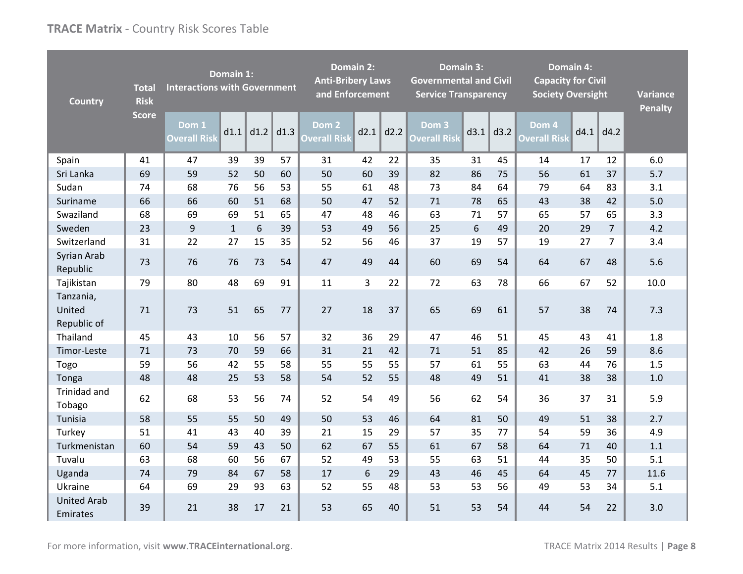**TRACE Matrix** - Country Risk Scores Table

| Country | Total Risk Score | Domain 1: Interactions with Government | | | | Domain 2: Anti-Bribery Laws and Enforcement | | | Domain 3: Governmental and Civil Service Transparency | | | Domain 4: Capacity for Civil Society Oversight | | | Variance Penalty |
|---|---|---|---|---|---|---|---|---|---|---|---|---|---|---|---|
| | | Dom 1 Overall Risk | d1.1 | d1.2 | d1.3 | Dom 2 Overall Risk | d2.1 | d2.2 | Dom 3 Overall Risk | d3.1 | d3.2 | Dom 4 Overall Risk | d4.1 | d4.2 | |
| Spain | 41 | 47 | 39 | 39 | 57 | 31 | 42 | 22 | 35 | 31 | 45 | 14 | 17 | 12 | 6.0 |
| Sri Lanka | 69 | 59 | 52 | 50 | 60 | 50 | 60 | 39 | 82 | 86 | 75 | 56 | 61 | 37 | 5.7 |
| Sudan | 74 | 68 | 76 | 56 | 53 | 55 | 61 | 48 | 73 | 84 | 64 | 79 | 64 | 83 | 3.1 |
| Suriname | 66 | 66 | 60 | 51 | 68 | 50 | 47 | 52 | 71 | 78 | 65 | 43 | 38 | 42 | 5.0 |
| Swaziland | 68 | 69 | 69 | 51 | 65 | 47 | 48 | 46 | 63 | 71 | 57 | 65 | 57 | 65 | 3.3 |
| Sweden | 23 | 9 | 1 | 6 | 39 | 53 | 49 | 56 | 25 | 6 | 49 | 20 | 29 | 7 | 4.2 |
| Switzerland | 31 | 22 | 27 | 15 | 35 | 52 | 56 | 46 | 37 | 19 | 57 | 19 | 27 | 7 | 3.4 |
| Syrian Arab Republic | 73 | 76 | 76 | 73 | 54 | 47 | 49 | 44 | 60 | 69 | 54 | 64 | 67 | 48 | 5.6 |
| Tajikistan | 79 | 80 | 48 | 69 | 91 | 11 | 3 | 22 | 72 | 63 | 78 | 66 | 67 | 52 | 10.0 |
| Tanzania, United Republic of | 71 | 73 | 51 | 65 | 77 | 27 | 18 | 37 | 65 | 69 | 61 | 57 | 38 | 74 | 7.3 |
| Thailand | 45 | 43 | 10 | 56 | 57 | 32 | 36 | 29 | 47 | 46 | 51 | 45 | 43 | 41 | 1.8 |
| Timor-Leste | 71 | 73 | 70 | 59 | 66 | 31 | 21 | 42 | 71 | 51 | 85 | 42 | 26 | 59 | 8.6 |
| Togo | 59 | 56 | 42 | 55 | 58 | 55 | 55 | 55 | 57 | 61 | 55 | 63 | 44 | 76 | 1.5 |
| Tonga | 48 | 48 | 25 | 53 | 58 | 54 | 52 | 55 | 48 | 49 | 51 | 41 | 38 | 38 | 1.0 |
| Trinidad and Tobago | 62 | 68 | 53 | 56 | 74 | 52 | 54 | 49 | 56 | 62 | 54 | 36 | 37 | 31 | 5.9 |
| Tunisia | 58 | 55 | 55 | 50 | 49 | 50 | 53 | 46 | 64 | 81 | 50 | 49 | 51 | 38 | 2.7 |
| Turkey | 51 | 41 | 43 | 40 | 39 | 21 | 15 | 29 | 57 | 35 | 77 | 54 | 59 | 36 | 4.9 |
| Turkmenistan | 60 | 54 | 59 | 43 | 50 | 62 | 67 | 55 | 61 | 67 | 58 | 64 | 71 | 40 | 1.1 |
| Tuvalu | 63 | 68 | 60 | 56 | 67 | 52 | 49 | 53 | 55 | 63 | 51 | 44 | 35 | 50 | 5.1 |
| Uganda | 74 | 79 | 84 | 67 | 58 | 17 | 6 | 29 | 43 | 46 | 45 | 64 | 45 | 77 | 11.6 |
| Ukraine | 64 | 69 | 29 | 93 | 63 | 52 | 55 | 48 | 53 | 53 | 56 | 49 | 53 | 34 | 5.1 |
| United Arab Emirates | 39 | 21 | 38 | 17 | 21 | 53 | 65 | 40 | 51 | 53 | 54 | 44 | 54 | 22 | 3.0 |

For more information, visit **www.TRACEinternational.org**.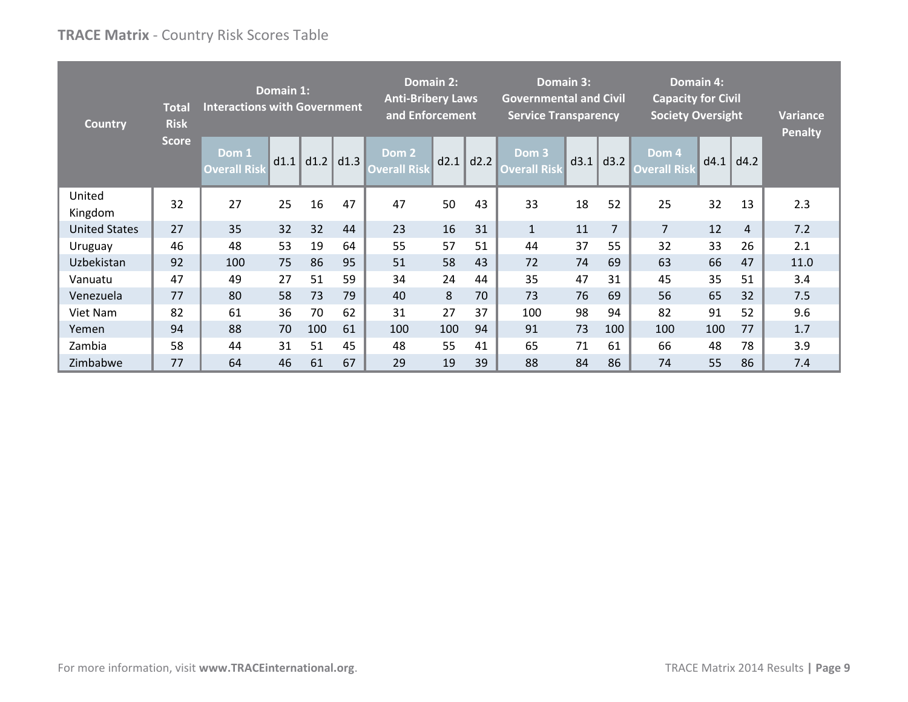**TRACE Matrix** - Country Risk Scores Table

| Country | Total Risk Score | Domain 1: Interactions with Government | | | | Domain 2: Anti-Bribery Laws and Enforcement | | | Domain 3: Governmental and Civil Service Transparency | | | Domain 4: Capacity for Civil Society Oversight | | | Variance Penalty |
|---|---|---|---|---|---|---|---|---|---|---|---|---|---|---|---|
| | | Dom 1 Overall Risk | d1.1 | d1.2 | d1.3 | Dom 2 Overall Risk | d2.1 | d2.2 | Dom 3 Overall Risk | d3.1 | d3.2 | Dom 4 Overall Risk | d4.1 | d4.2 | |
| United Kingdom | 32 | 27 | 25 | 16 | 47 | 47 | 50 | 43 | 33 | 18 | 52 | 25 | 32 | 13 | 2.3 |
| United States | 27 | 35 | 32 | 32 | 44 | 23 | 16 | 31 | 1 | 11 | 7 | 7 | 12 | 4 | 7.2 |
| Uruguay | 46 | 48 | 53 | 19 | 64 | 55 | 57 | 51 | 44 | 37 | 55 | 32 | 33 | 26 | 2.1 |
| Uzbekistan | 92 | 100 | 75 | 86 | 95 | 51 | 58 | 43 | 72 | 74 | 69 | 63 | 66 | 47 | 11.0 |
| Vanuatu | 47 | 49 | 27 | 51 | 59 | 34 | 24 | 44 | 35 | 47 | 31 | 45 | 35 | 51 | 3.4 |
| Venezuela | 77 | 80 | 58 | 73 | 79 | 40 | 8 | 70 | 73 | 76 | 69 | 56 | 65 | 32 | 7.5 |
| Viet Nam | 82 | 61 | 36 | 70 | 62 | 31 | 27 | 37 | 100 | 98 | 94 | 82 | 91 | 52 | 9.6 |
| Yemen | 94 | 88 | 70 | 100 | 61 | 100 | 100 | 94 | 91 | 73 | 100 | 100 | 100 | 77 | 1.7 |
| Zambia | 58 | 44 | 31 | 51 | 45 | 48 | 55 | 41 | 65 | 71 | 61 | 66 | 48 | 78 | 3.9 |
| Zimbabwe | 77 | 64 | 46 | 61 | 67 | 29 | 19 | 39 | 88 | 84 | 86 | 74 | 55 | 86 | 7.4 |

For more information, visit **www.TRACEinternational.org**.